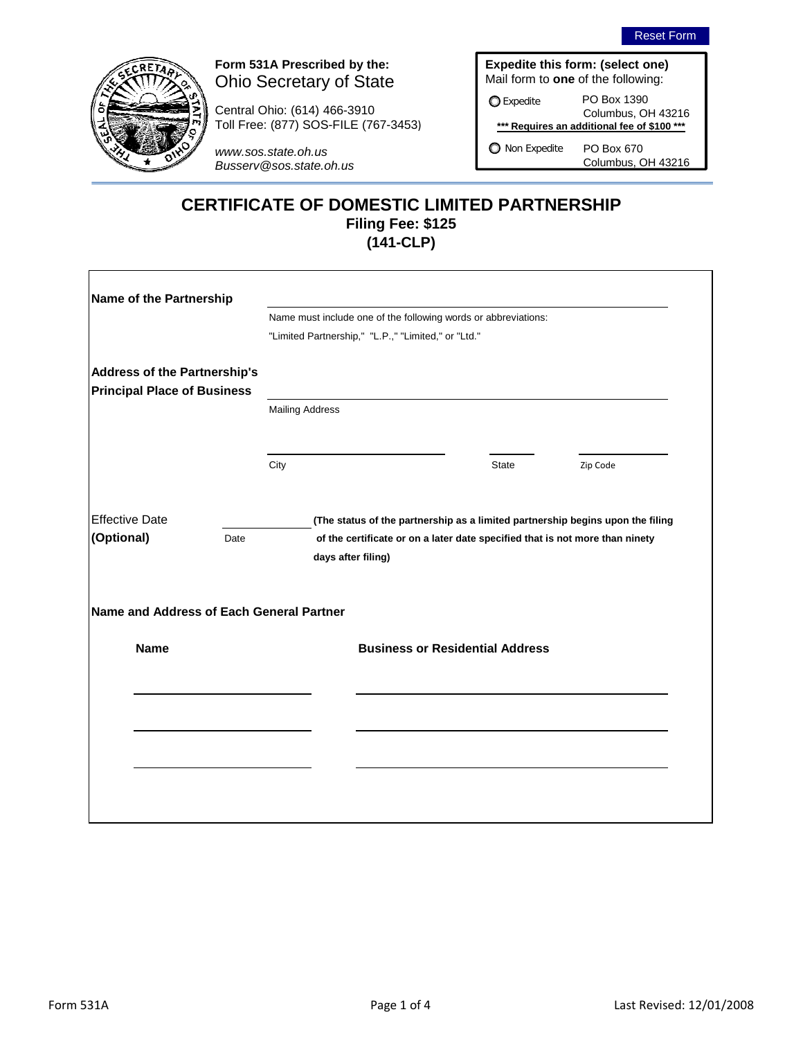Reset Form

**Form 531A Prescribed by the:**
Ohio Secretary of State

Central Ohio: (614) 466-3910
Toll Free: (877) SOS-FILE (767-3453)

*www.sos.state.oh.us*
*Busserv@sos.state.oh.us*

**Expedite this form: (select one)**
Mail form to **one** of the following:

- ○ Expedite — PO Box 1390, Columbus, OH 43216
  **\*\*\* Requires an additional fee of $100 \*\*\***
- ○ Non Expedite — PO Box 670, Columbus, OH 43216

# CERTIFICATE OF DOMESTIC LIMITED PARTNERSHIP

**Filing Fee: $125**

**(141-CLP)**

**Name of the Partnership** ______________________________

Name must include one of the following words or abbreviations:
"Limited Partnership," "L.P.," "Limited," or "Ltd."

**Address of the Partnership's Principal Place of Business**

______________________________
Mailing Address

______________________ ________ __________
City State Zip Code

Effective Date **(Optional)** ____________ Date

**(The status of the partnership as a limited partnership begins upon the filing of the certificate or on a later date specified that is not more than ninety days after filing)**

**Name and Address of Each General Partner**

| **Name** | **Business or Residential Address** |
|---|---|
| | |
| | |
| | |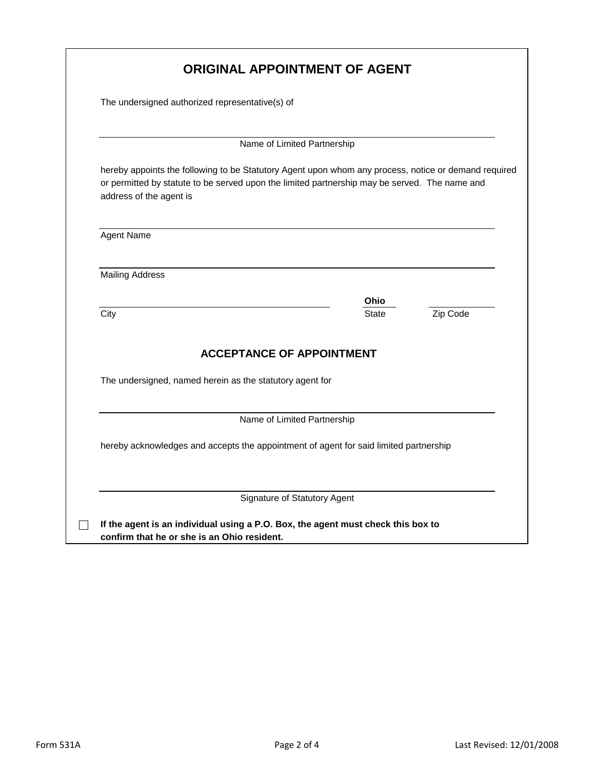# ORIGINAL APPOINTMENT OF AGENT

The undersigned authorized representative(s) of

\_\_\_\_\_\_\_\_\_\_\_\_\_\_\_\_\_\_\_\_\_\_\_\_\_\_\_\_\_\_\_\_\_\_\_\_\_\_\_\_\_\_\_\_
Name of Limited Partnership

hereby appoints the following to be Statutory Agent upon whom any process, notice or demand required or permitted by statute to be served upon the limited partnership may be served. The name and address of the agent is

\_\_\_\_\_\_\_\_\_\_\_\_\_\_\_\_\_\_\_\_\_\_\_\_\_\_\_\_\_\_\_\_\_\_\_\_\_\_\_\_\_\_\_\_
Agent Name

\_\_\_\_\_\_\_\_\_\_\_\_\_\_\_\_\_\_\_\_\_\_\_\_\_\_\_\_\_\_\_\_\_\_\_\_\_\_\_\_\_\_\_\_
Mailing Address

| City | **Ohio** State | Zip Code |
|---|---|---|

## ACCEPTANCE OF APPOINTMENT

The undersigned, named herein as the statutory agent for

\_\_\_\_\_\_\_\_\_\_\_\_\_\_\_\_\_\_\_\_\_\_\_\_\_\_\_\_\_\_\_\_\_\_\_\_\_\_\_\_\_\_\_\_
Name of Limited Partnership

hereby acknowledges and accepts the appointment of agent for said limited partnership

\_\_\_\_\_\_\_\_\_\_\_\_\_\_\_\_\_\_\_\_\_\_\_\_\_\_\_\_\_\_\_\_\_\_\_\_\_\_\_\_\_\_\_\_
Signature of Statutory Agent

☐ **If the agent is an individual using a P.O. Box, the agent must check this box to confirm that he or she is an Ohio resident.**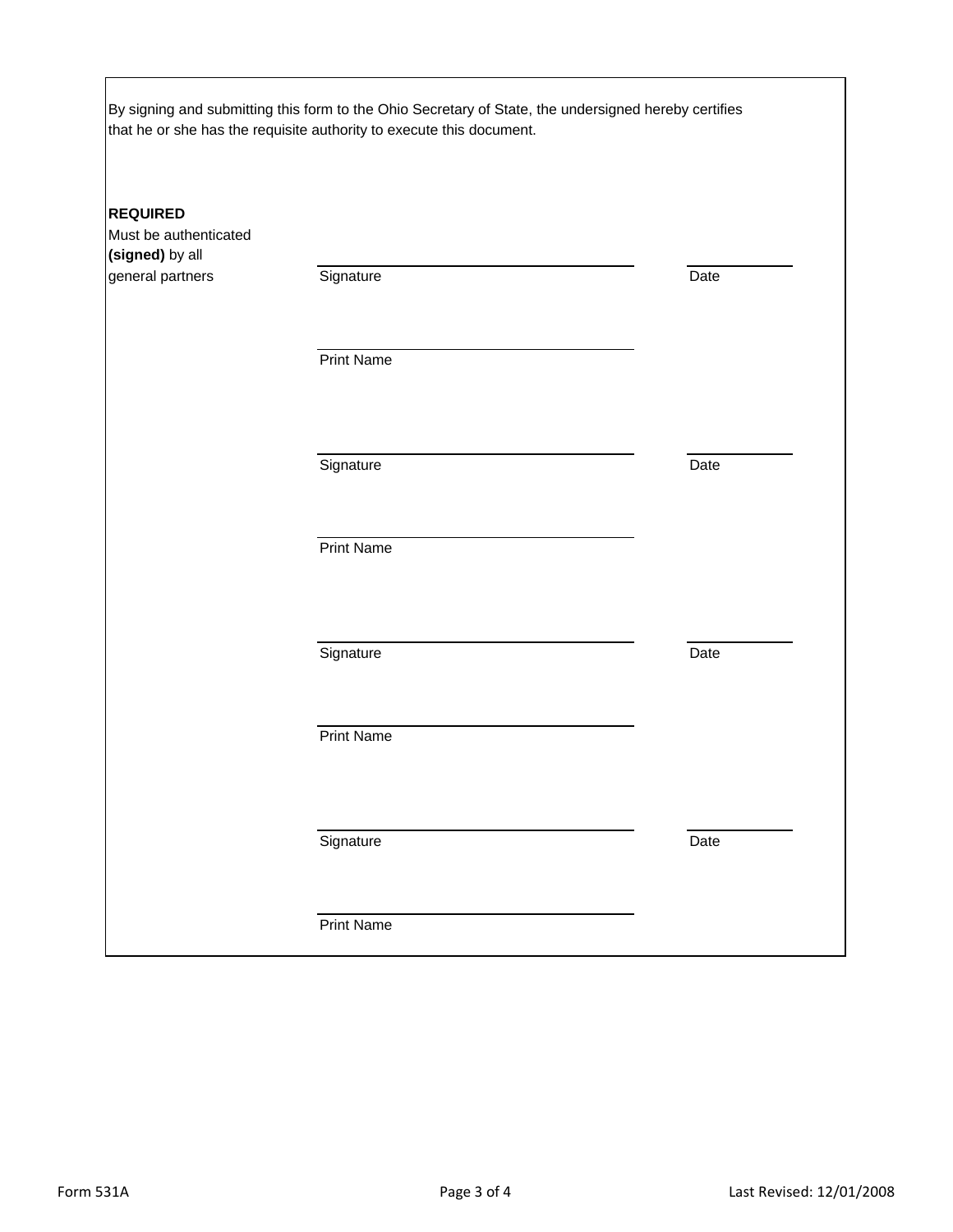By signing and submitting this form to the Ohio Secretary of State, the undersigned hereby certifies that he or she has the requisite authority to execute this document.

**REQUIRED**
Must be authenticated **(signed)** by all general partners

______________________________ ____________
Signature Date

______________________________
Print Name

______________________________ ____________
Signature Date

______________________________
Print Name

______________________________ ____________
Signature Date

______________________________
Print Name

______________________________ ____________
Signature Date

______________________________
Print Name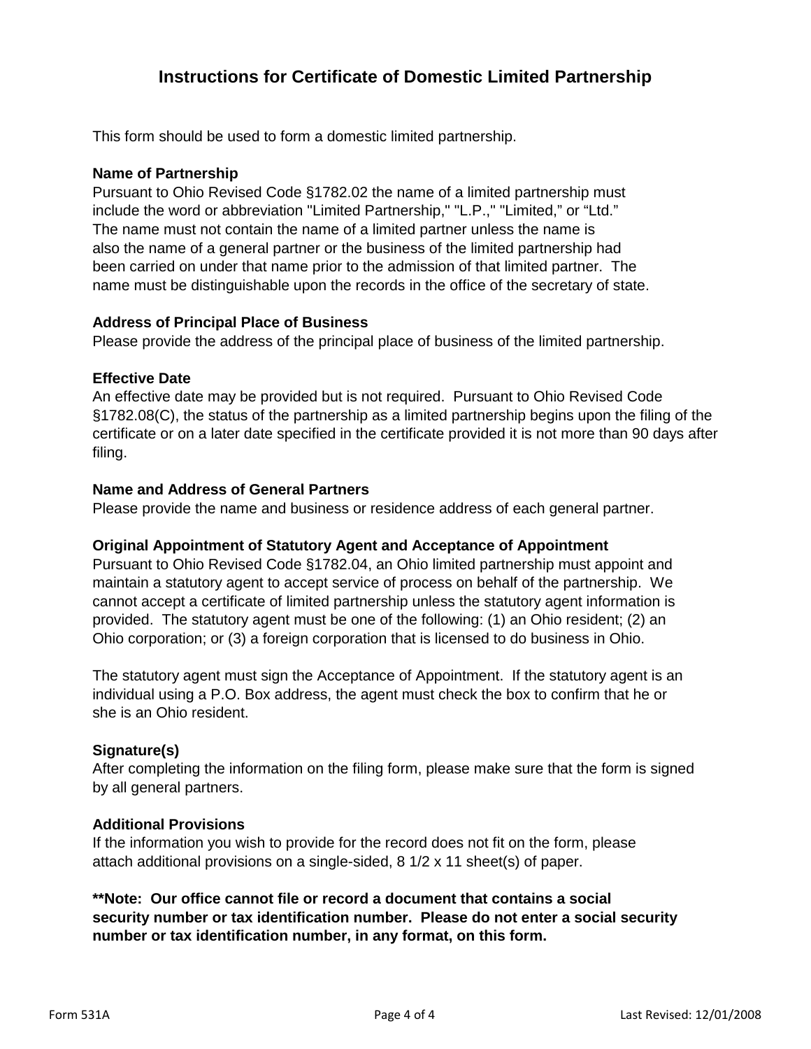# Instructions for Certificate of Domestic Limited Partnership

This form should be used to form a domestic limited partnership.

**Name of Partnership**

Pursuant to Ohio Revised Code §1782.02 the name of a limited partnership must include the word or abbreviation "Limited Partnership," "L.P.," "Limited," or "Ltd." The name must not contain the name of a limited partner unless the name is also the name of a general partner or the business of the limited partnership had been carried on under that name prior to the admission of that limited partner. The name must be distinguishable upon the records in the office of the secretary of state.

**Address of Principal Place of Business**

Please provide the address of the principal place of business of the limited partnership.

**Effective Date**

An effective date may be provided but is not required. Pursuant to Ohio Revised Code §1782.08(C), the status of the partnership as a limited partnership begins upon the filing of the certificate or on a later date specified in the certificate provided it is not more than 90 days after filing.

**Name and Address of General Partners**

Please provide the name and business or residence address of each general partner.

**Original Appointment of Statutory Agent and Acceptance of Appointment**

Pursuant to Ohio Revised Code §1782.04, an Ohio limited partnership must appoint and maintain a statutory agent to accept service of process on behalf of the partnership. We cannot accept a certificate of limited partnership unless the statutory agent information is provided. The statutory agent must be one of the following: (1) an Ohio resident; (2) an Ohio corporation; or (3) a foreign corporation that is licensed to do business in Ohio.

The statutory agent must sign the Acceptance of Appointment. If the statutory agent is an individual using a P.O. Box address, the agent must check the box to confirm that he or she is an Ohio resident.

**Signature(s)**

After completing the information on the filing form, please make sure that the form is signed by all general partners.

**Additional Provisions**

If the information you wish to provide for the record does not fit on the form, please attach additional provisions on a single-sided, 8 1/2 x 11 sheet(s) of paper.

**\*\*Note: Our office cannot file or record a document that contains a social security number or tax identification number. Please do not enter a social security number or tax identification number, in any format, on this form.**